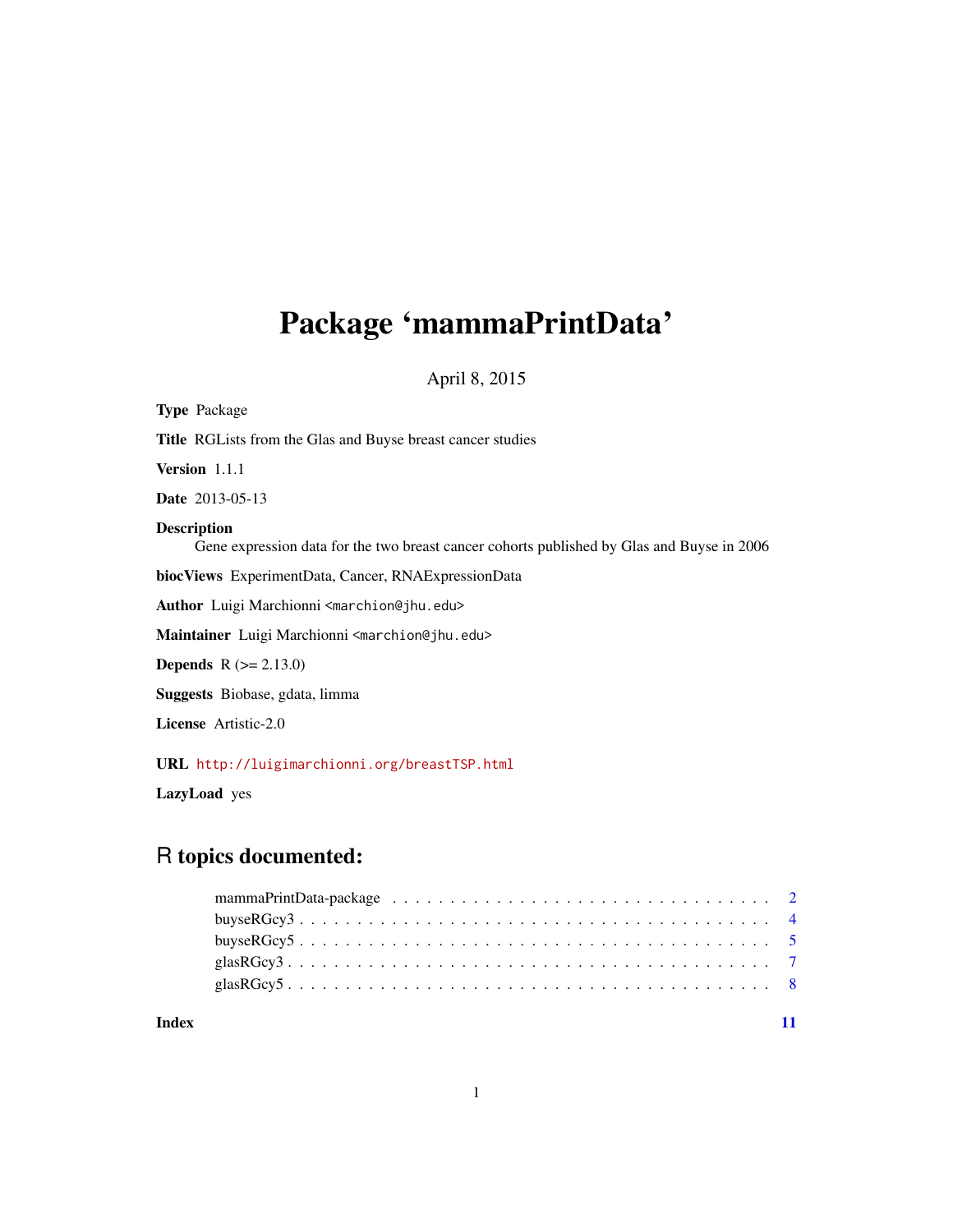# Package 'mammaPrintData'

April 8, 2015

**Type** Package

**Title** RGLists from the Glas and Buyse breast cancer studies

**Version** 1.1.1

**Date** 2013-05-13

**Description**
Gene expression data for the two breast cancer cohorts published by Glas and Buyse in 2006

**biocViews** ExperimentData, Cancer, RNAExpressionData

**Author** Luigi Marchionni <marchion@jhu.edu>

**Maintainer** Luigi Marchionni <marchion@jhu.edu>

**Depends** R (>= 2.13.0)

**Suggests** Biobase, gdata, limma

**License** Artistic-2.0

**URL** http://luigimarchionni.org/breastTSP.html

**LazyLoad** yes

## R topics documented:

- mammaPrintData-package . . . . . . . . . . . . . . . . . . . . . . . . . . . . . . . . 2
- buyseRGcy3 . . . . . . . . . . . . . . . . . . . . . . . . . . . . . . . . . . . . . . . 4
- buyseRGcy5 . . . . . . . . . . . . . . . . . . . . . . . . . . . . . . . . . . . . . . . 5
- glasRGcy3 . . . . . . . . . . . . . . . . . . . . . . . . . . . . . . . . . . . . . . . . 7
- glasRGcy5 . . . . . . . . . . . . . . . . . . . . . . . . . . . . . . . . . . . . . . . . 8

**Index** **11**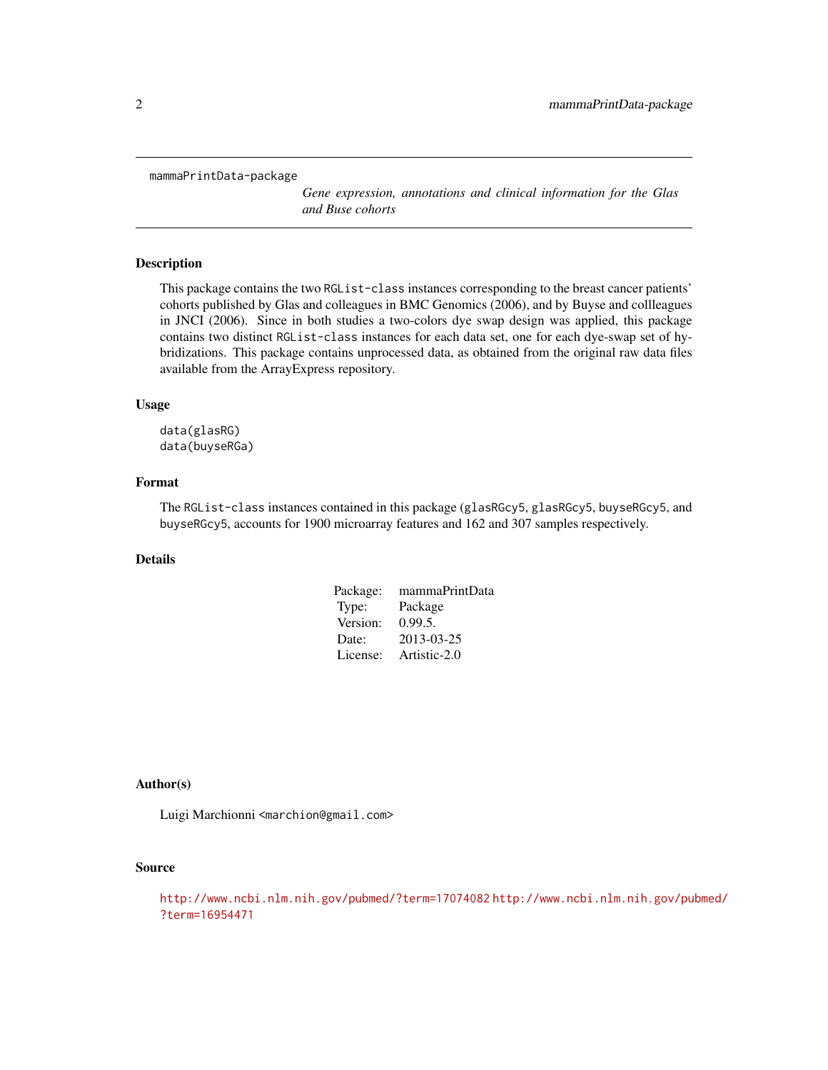mammaPrintData-package

*Gene expression, annotations and clinical information for the Glas and Buse cohorts*

## Description

This package contains the two `RGList-class` instances corresponding to the breast cancer patients' cohorts published by Glas and colleagues in BMC Genomics (2006), and by Buyse and collleagues in JNCI (2006). Since in both studies a two-colors dye swap design was applied, this package contains two distinct `RGList-class` instances for each data set, one for each dye-swap set of hybridizations. This package contains unprocessed data, as obtained from the original raw data files available from the ArrayExpress repository.

## Usage

```
data(glasRG)
data(buyseRGa)
```

## Format

The `RGList-class` instances contained in this package (`glasRGcy5`, `glasRGcy5`, `buyseRGcy5`, and `buyseRGcy5`, accounts for 1900 microarray features and 162 and 307 samples respectively.

## Details

| | |
|---|---|
| Package: | mammaPrintData |
| Type: | Package |
| Version: | 0.99.5. |
| Date: | 2013-03-25 |
| License: | Artistic-2.0 |

## Author(s)

Luigi Marchionni <marchion@gmail.com>

## Source

http://www.ncbi.nlm.nih.gov/pubmed/?term=17074082 http://www.ncbi.nlm.nih.gov/pubmed/?term=16954471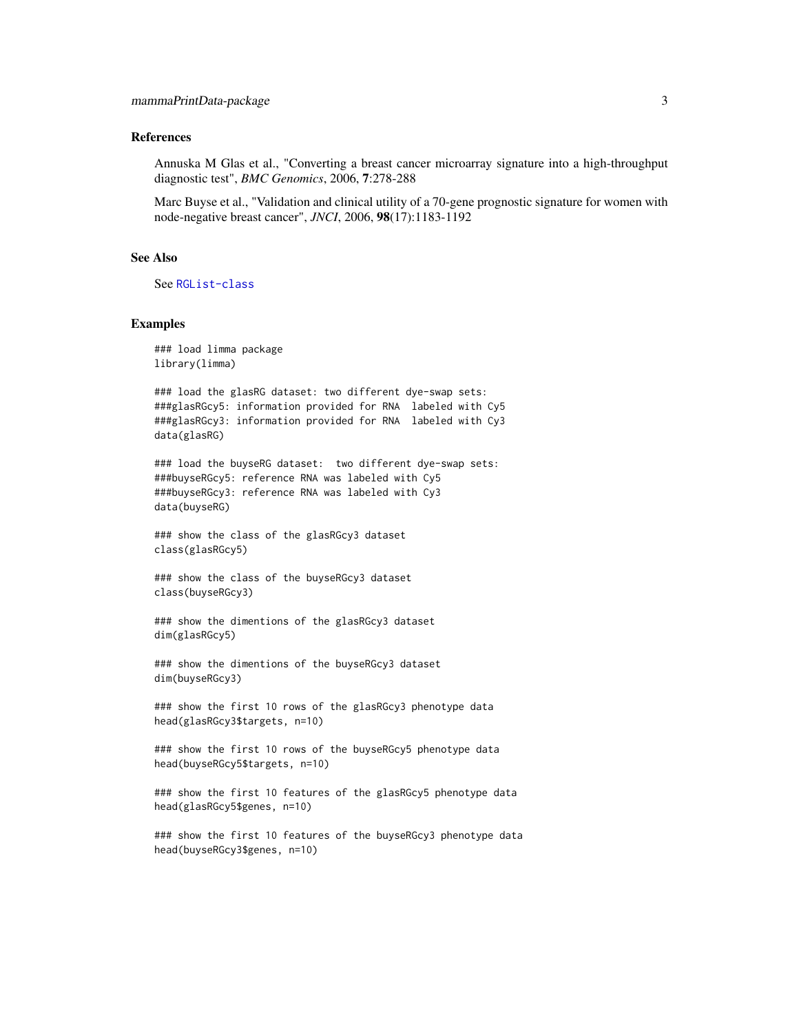## References

Annuska M Glas et al., "Converting a breast cancer microarray signature into a high-throughput diagnostic test", *BMC Genomics*, 2006, **7**:278-288

Marc Buyse et al., "Validation and clinical utility of a 70-gene prognostic signature for women with node-negative breast cancer", *JNCI*, 2006, **98**(17):1183-1192

## See Also

See RGList-class

## Examples

```
### load limma package
library(limma)

### load the glasRG dataset: two different dye-swap sets:
###glasRGcy5: information provided for RNA  labeled with Cy5
###glasRGcy3: information provided for RNA  labeled with Cy3
data(glasRG)

### load the buyseRG dataset:  two different dye-swap sets:
###buyseRGcy5: reference RNA was labeled with Cy5
###buyseRGcy3: reference RNA was labeled with Cy3
data(buyseRG)

### show the class of the glasRGcy3 dataset
class(glasRGcy5)

### show the class of the buyseRGcy3 dataset
class(buyseRGcy3)

### show the dimentions of the glasRGcy3 dataset
dim(glasRGcy5)

### show the dimentions of the buyseRGcy3 dataset
dim(buyseRGcy3)

### show the first 10 rows of the glasRGcy3 phenotype data
head(glasRGcy3$targets, n=10)

### show the first 10 rows of the buyseRGcy5 phenotype data
head(buyseRGcy5$targets, n=10)

### show the first 10 features of the glasRGcy5 phenotype data
head(glasRGcy5$genes, n=10)

### show the first 10 features of the buyseRGcy3 phenotype data
head(buyseRGcy3$genes, n=10)
```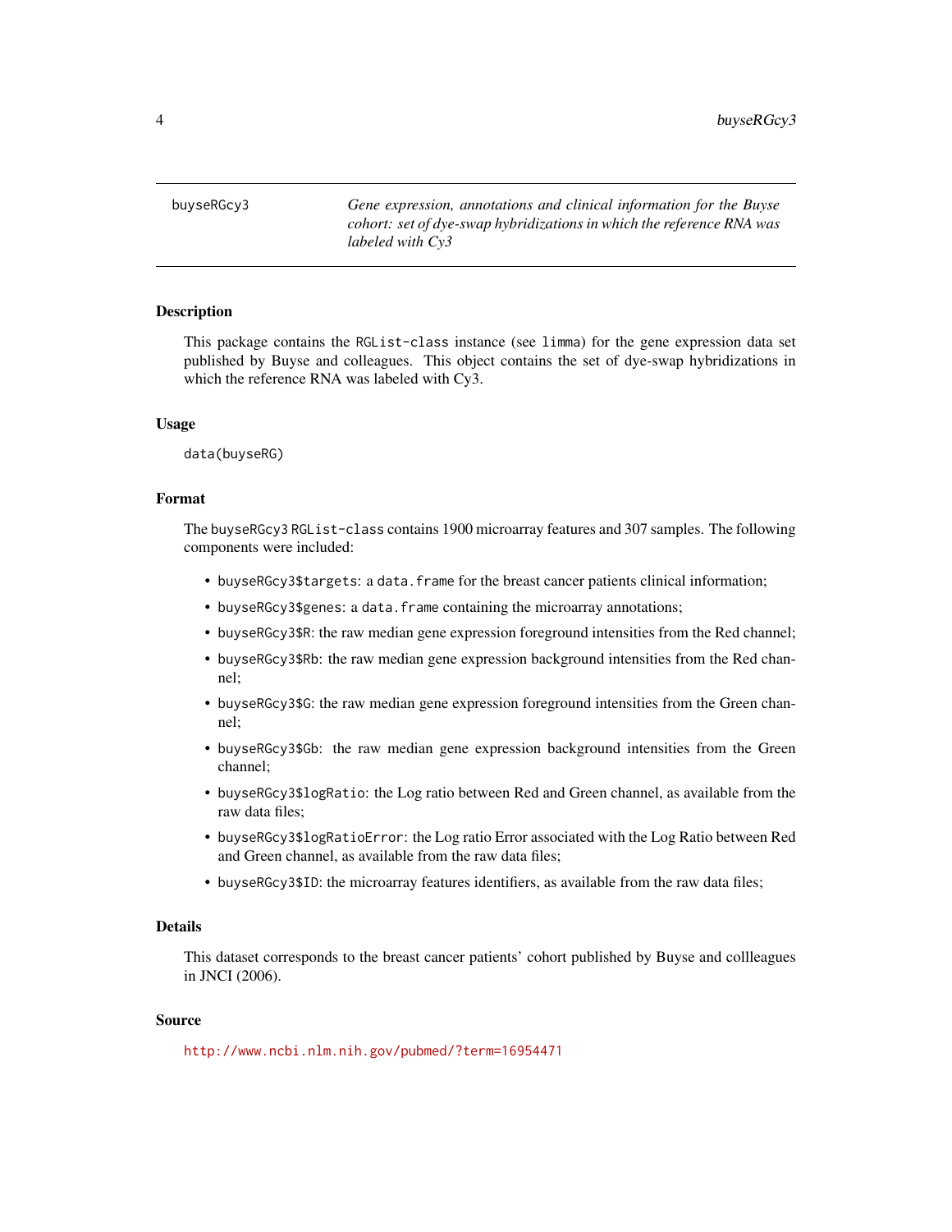buyseRGcy3 — *Gene expression, annotations and clinical information for the Buyse cohort: set of dye-swap hybridizations in which the reference RNA was labeled with Cy3*

## Description

This package contains the `RGList-class` instance (see `limma`) for the gene expression data set published by Buyse and colleagues. This object contains the set of dye-swap hybridizations in which the reference RNA was labeled with Cy3.

## Usage

```
data(buyseRG)
```

## Format

The `buyseRGcy3` `RGList-class` contains 1900 microarray features and 307 samples. The following components were included:

- `buyseRGcy3$targets`: a `data.frame` for the breast cancer patients clinical information;
- `buyseRGcy3$genes`: a `data.frame` containing the microarray annotations;
- `buyseRGcy3$R`: the raw median gene expression foreground intensities from the Red channel;
- `buyseRGcy3$Rb`: the raw median gene expression background intensities from the Red channel;
- `buyseRGcy3$G`: the raw median gene expression foreground intensities from the Green channel;
- `buyseRGcy3$Gb`: the raw median gene expression background intensities from the Green channel;
- `buyseRGcy3$logRatio`: the Log ratio between Red and Green channel, as available from the raw data files;
- `buyseRGcy3$logRatioError`: the Log ratio Error associated with the Log Ratio between Red and Green channel, as available from the raw data files;
- `buyseRGcy3$ID`: the microarray features identifiers, as available from the raw data files;

## Details

This dataset corresponds to the breast cancer patients' cohort published by Buyse and collleagues in JNCI (2006).

## Source

http://www.ncbi.nlm.nih.gov/pubmed/?term=16954471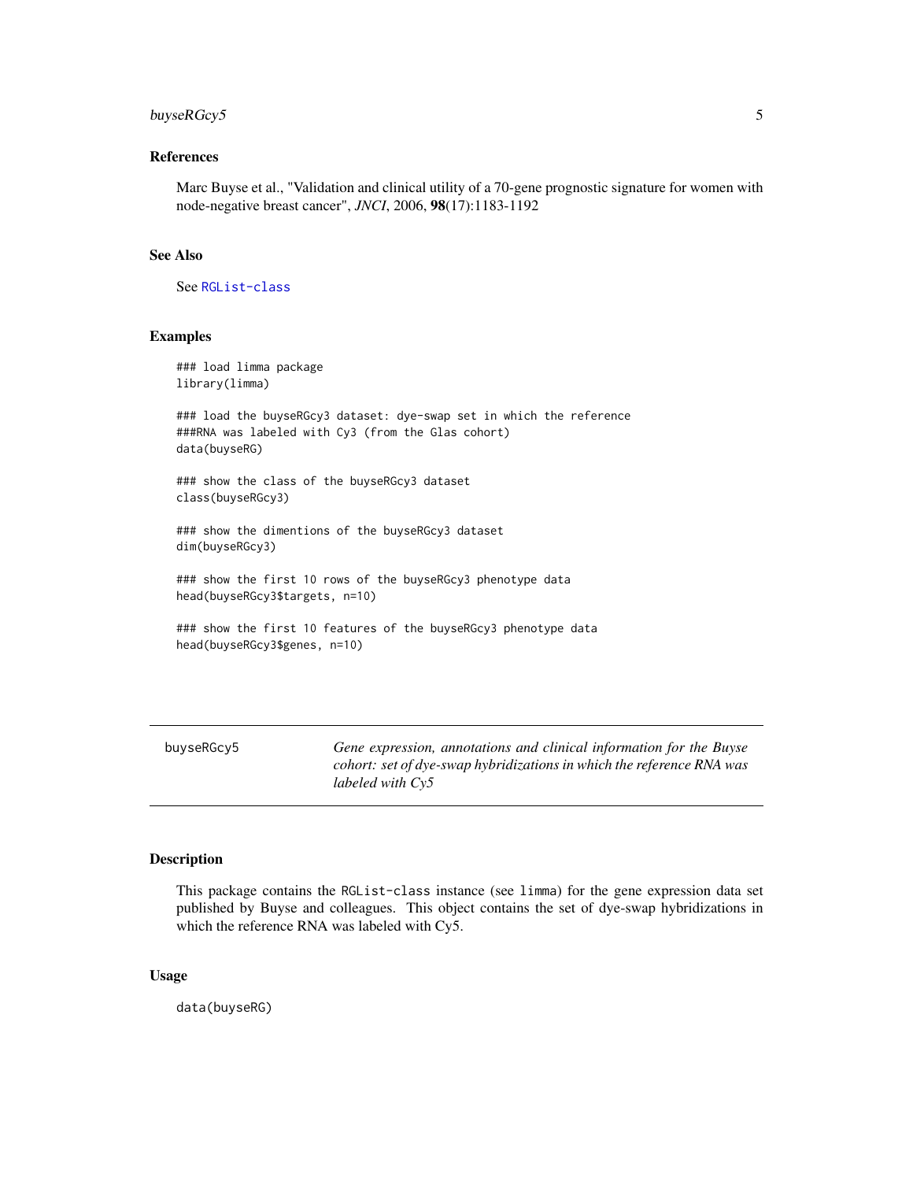## References

Marc Buyse et al., "Validation and clinical utility of a 70-gene prognostic signature for women with node-negative breast cancer", *JNCI*, 2006, **98**(17):1183-1192

## See Also

See `RGList-class`

## Examples

```
### load limma package
library(limma)

### load the buyseRGcy3 dataset: dye-swap set in which the reference
###RNA was labeled with Cy3 (from the Glas cohort)
data(buyseRG)

### show the class of the buyseRGcy3 dataset
class(buyseRGcy3)

### show the dimentions of the buyseRGcy3 dataset
dim(buyseRGcy3)

### show the first 10 rows of the buyseRGcy3 phenotype data
head(buyseRGcy3$targets, n=10)

### show the first 10 features of the buyseRGcy3 phenotype data
head(buyseRGcy3$genes, n=10)
```

---

# buyseRGcy5 — *Gene expression, annotations and clinical information for the Buyse cohort: set of dye-swap hybridizations in which the reference RNA was labeled with Cy5*

---

## Description

This package contains the `RGList-class` instance (see `limma`) for the gene expression data set published by Buyse and colleagues. This object contains the set of dye-swap hybridizations in which the reference RNA was labeled with Cy5.

## Usage

```
data(buyseRG)
```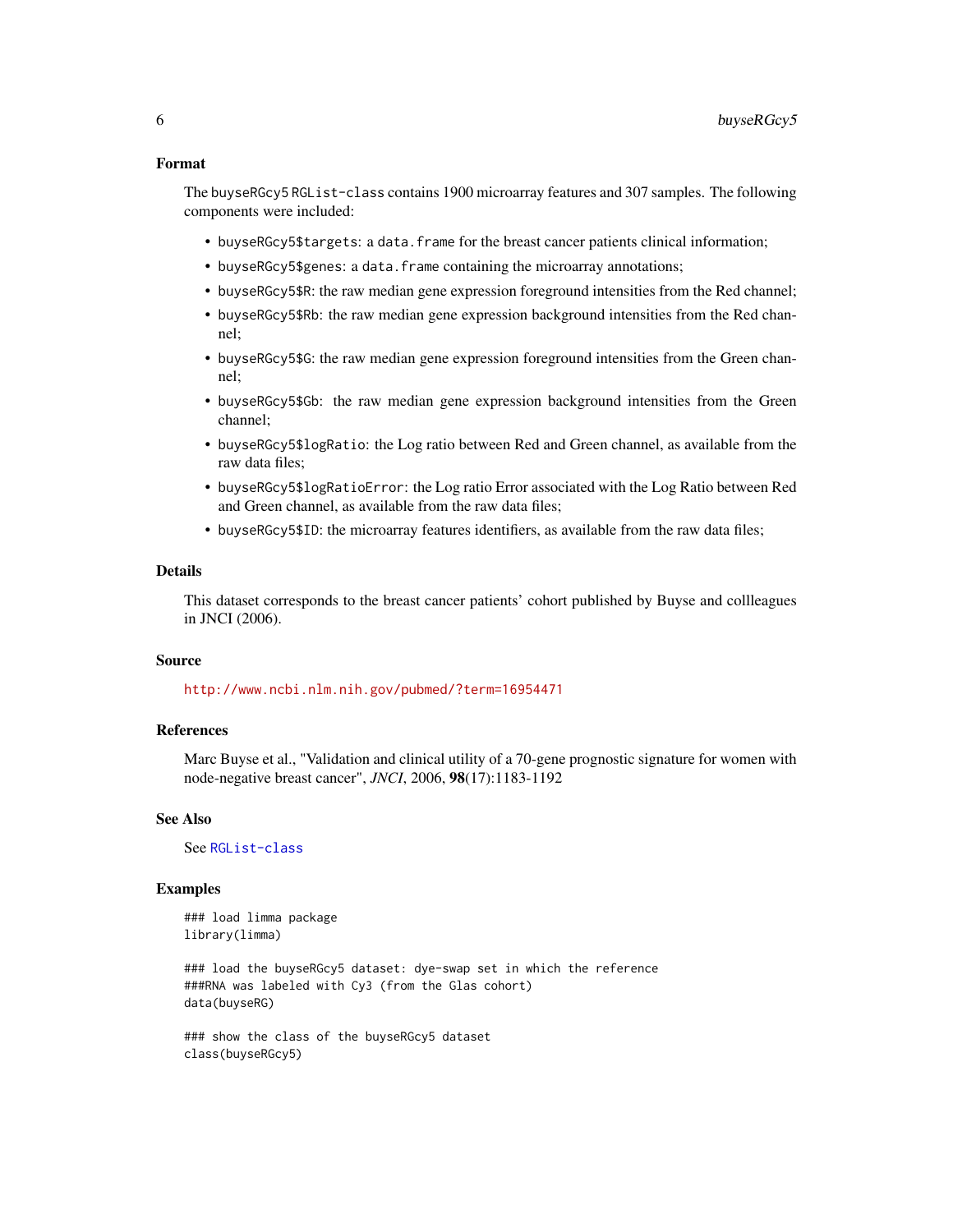### Format

The buyseRGcy5 RGList-class contains 1900 microarray features and 307 samples. The following components were included:

- buyseRGcy5$targets: a data.frame for the breast cancer patients clinical information;
- buyseRGcy5$genes: a data.frame containing the microarray annotations;
- buyseRGcy5$R: the raw median gene expression foreground intensities from the Red channel;
- buyseRGcy5$Rb: the raw median gene expression background intensities from the Red channel;
- buyseRGcy5$G: the raw median gene expression foreground intensities from the Green channel;
- buyseRGcy5$Gb: the raw median gene expression background intensities from the Green channel;
- buyseRGcy5$logRatio: the Log ratio between Red and Green channel, as available from the raw data files;
- buyseRGcy5$logRatioError: the Log ratio Error associated with the Log Ratio between Red and Green channel, as available from the raw data files;
- buyseRGcy5$ID: the microarray features identifiers, as available from the raw data files;

### Details

This dataset corresponds to the breast cancer patients' cohort published by Buyse and collleagues in JNCI (2006).

### Source

http://www.ncbi.nlm.nih.gov/pubmed/?term=16954471

### References

Marc Buyse et al., "Validation and clinical utility of a 70-gene prognostic signature for women with node-negative breast cancer", *JNCI*, 2006, **98**(17):1183-1192

### See Also

See RGList-class

### Examples

```
### load limma package
library(limma)

### load the buyseRGcy5 dataset: dye-swap set in which the reference
###RNA was labeled with Cy3 (from the Glas cohort)
data(buyseRG)

### show the class of the buyseRGcy5 dataset
class(buyseRGcy5)
```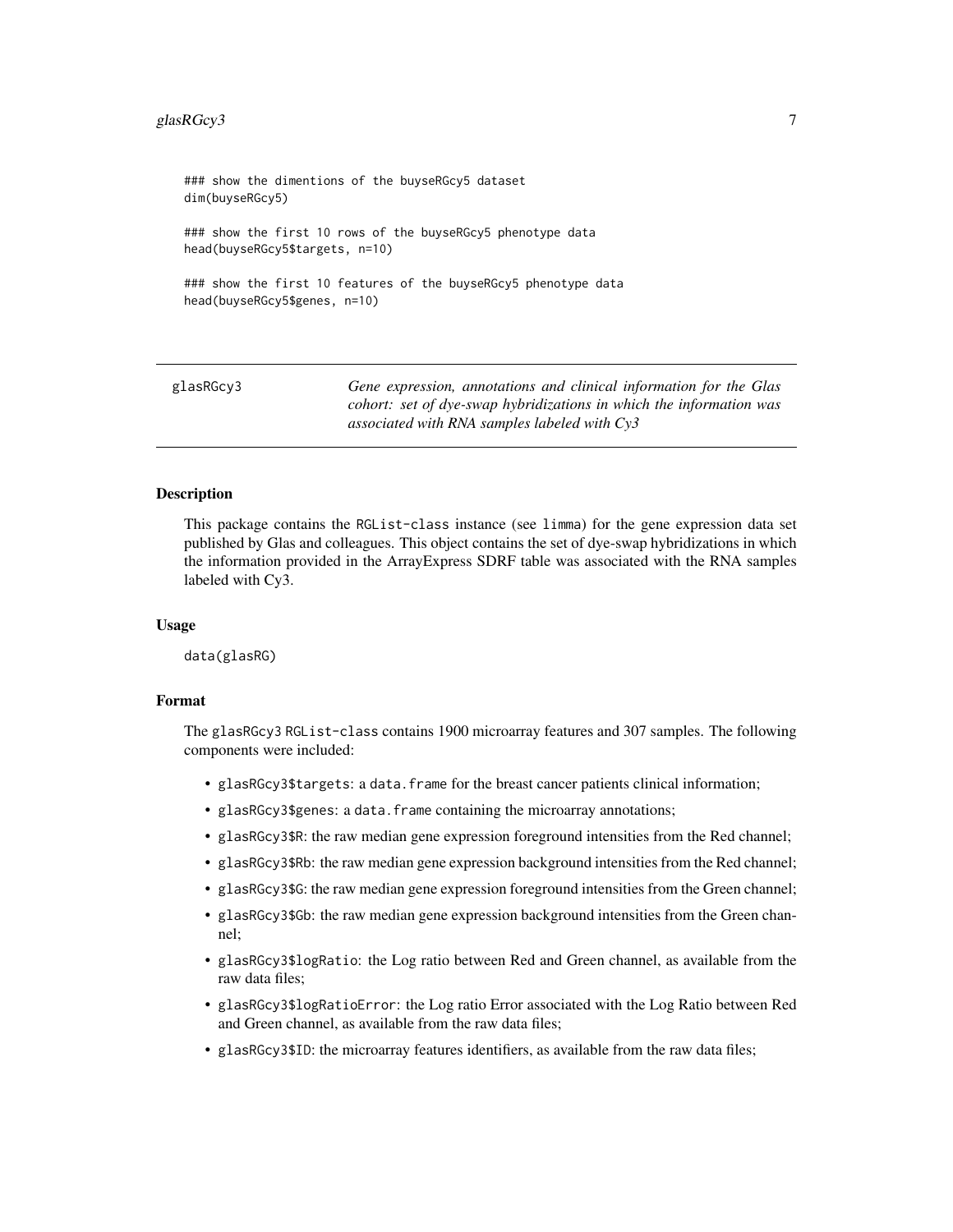```
### show the dimentions of the buyseRGcy5 dataset
dim(buyseRGcy5)

### show the first 10 rows of the buyseRGcy5 phenotype data
head(buyseRGcy5$targets, n=10)

### show the first 10 features of the buyseRGcy5 phenotype data
head(buyseRGcy5$genes, n=10)
```

---

## glasRGcy3 — *Gene expression, annotations and clinical information for the Glas cohort: set of dye-swap hybridizations in which the information was associated with RNA samples labeled with Cy3*

---

### Description

This package contains the RGList-class instance (see limma) for the gene expression data set published by Glas and colleagues. This object contains the set of dye-swap hybridizations in which the information provided in the ArrayExpress SDRF table was associated with the RNA samples labeled with Cy3.

### Usage

```
data(glasRG)
```

### Format

The glasRGcy3 RGList-class contains 1900 microarray features and 307 samples. The following components were included:

- glasRGcy3$targets: a data.frame for the breast cancer patients clinical information;
- glasRGcy3$genes: a data.frame containing the microarray annotations;
- glasRGcy3$R: the raw median gene expression foreground intensities from the Red channel;
- glasRGcy3$Rb: the raw median gene expression background intensities from the Red channel;
- glasRGcy3$G: the raw median gene expression foreground intensities from the Green channel;
- glasRGcy3$Gb: the raw median gene expression background intensities from the Green channel;
- glasRGcy3$logRatio: the Log ratio between Red and Green channel, as available from the raw data files;
- glasRGcy3$logRatioError: the Log ratio Error associated with the Log Ratio between Red and Green channel, as available from the raw data files;
- glasRGcy3$ID: the microarray features identifiers, as available from the raw data files;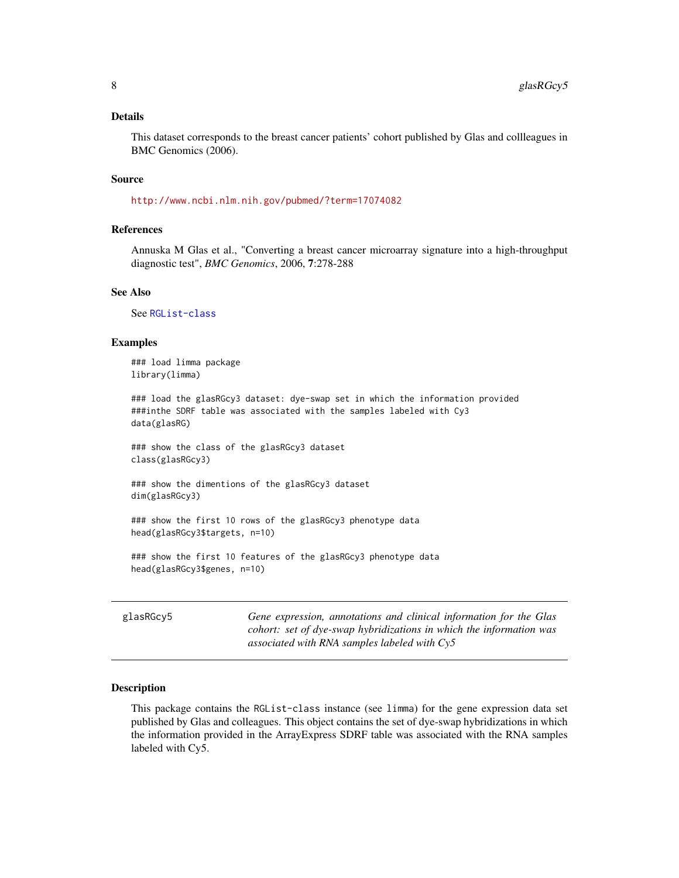## Details

This dataset corresponds to the breast cancer patients' cohort published by Glas and collleagues in BMC Genomics (2006).

## Source

http://www.ncbi.nlm.nih.gov/pubmed/?term=17074082

## References

Annuska M Glas et al., "Converting a breast cancer microarray signature into a high-throughput diagnostic test", *BMC Genomics*, 2006, **7**:278-288

## See Also

See RGList-class

## Examples

```
### load limma package
library(limma)

### load the glasRGcy3 dataset: dye-swap set in which the information provided
###inthe SDRF table was associated with the samples labeled with Cy3
data(glasRG)

### show the class of the glasRGcy3 dataset
class(glasRGcy3)

### show the dimentions of the glasRGcy3 dataset
dim(glasRGcy3)

### show the first 10 rows of the glasRGcy3 phenotype data
head(glasRGcy3$targets, n=10)

### show the first 10 features of the glasRGcy3 phenotype data
head(glasRGcy3$genes, n=10)
```

---

# glasRGcy5 — *Gene expression, annotations and clinical information for the Glas cohort: set of dye-swap hybridizations in which the information was associated with RNA samples labeled with Cy5*

---

## Description

This package contains the RGList-class instance (see limma) for the gene expression data set published by Glas and colleagues. This object contains the set of dye-swap hybridizations in which the information provided in the ArrayExpress SDRF table was associated with the RNA samples labeled with Cy5.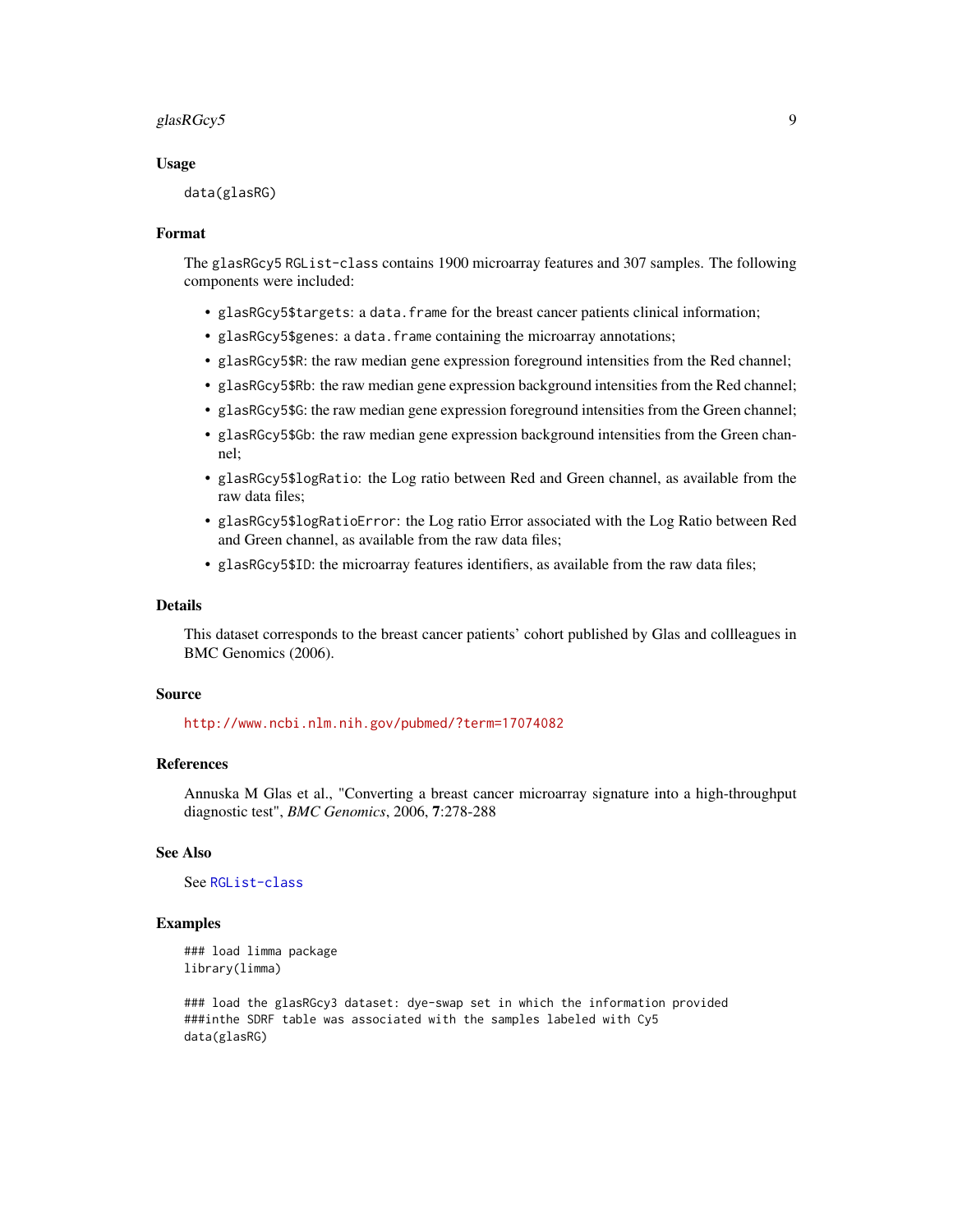## Usage

```
data(glasRG)
```

## Format

The glasRGcy5 RGList-class contains 1900 microarray features and 307 samples. The following components were included:

- glasRGcy5$targets: a data.frame for the breast cancer patients clinical information;
- glasRGcy5$genes: a data.frame containing the microarray annotations;
- glasRGcy5$R: the raw median gene expression foreground intensities from the Red channel;
- glasRGcy5$Rb: the raw median gene expression background intensities from the Red channel;
- glasRGcy5$G: the raw median gene expression foreground intensities from the Green channel;
- glasRGcy5$Gb: the raw median gene expression background intensities from the Green channel;
- glasRGcy5$logRatio: the Log ratio between Red and Green channel, as available from the raw data files;
- glasRGcy5$logRatioError: the Log ratio Error associated with the Log Ratio between Red and Green channel, as available from the raw data files;
- glasRGcy5$ID: the microarray features identifiers, as available from the raw data files;

## Details

This dataset corresponds to the breast cancer patients' cohort published by Glas and collleagues in BMC Genomics (2006).

## Source

http://www.ncbi.nlm.nih.gov/pubmed/?term=17074082

## References

Annuska M Glas et al., "Converting a breast cancer microarray signature into a high-throughput diagnostic test", *BMC Genomics*, 2006, **7**:278-288

## See Also

See RGList-class

## Examples

```
### load limma package
library(limma)

### load the glasRGcy3 dataset: dye-swap set in which the information provided
###inthe SDRF table was associated with the samples labeled with Cy5
data(glasRG)
```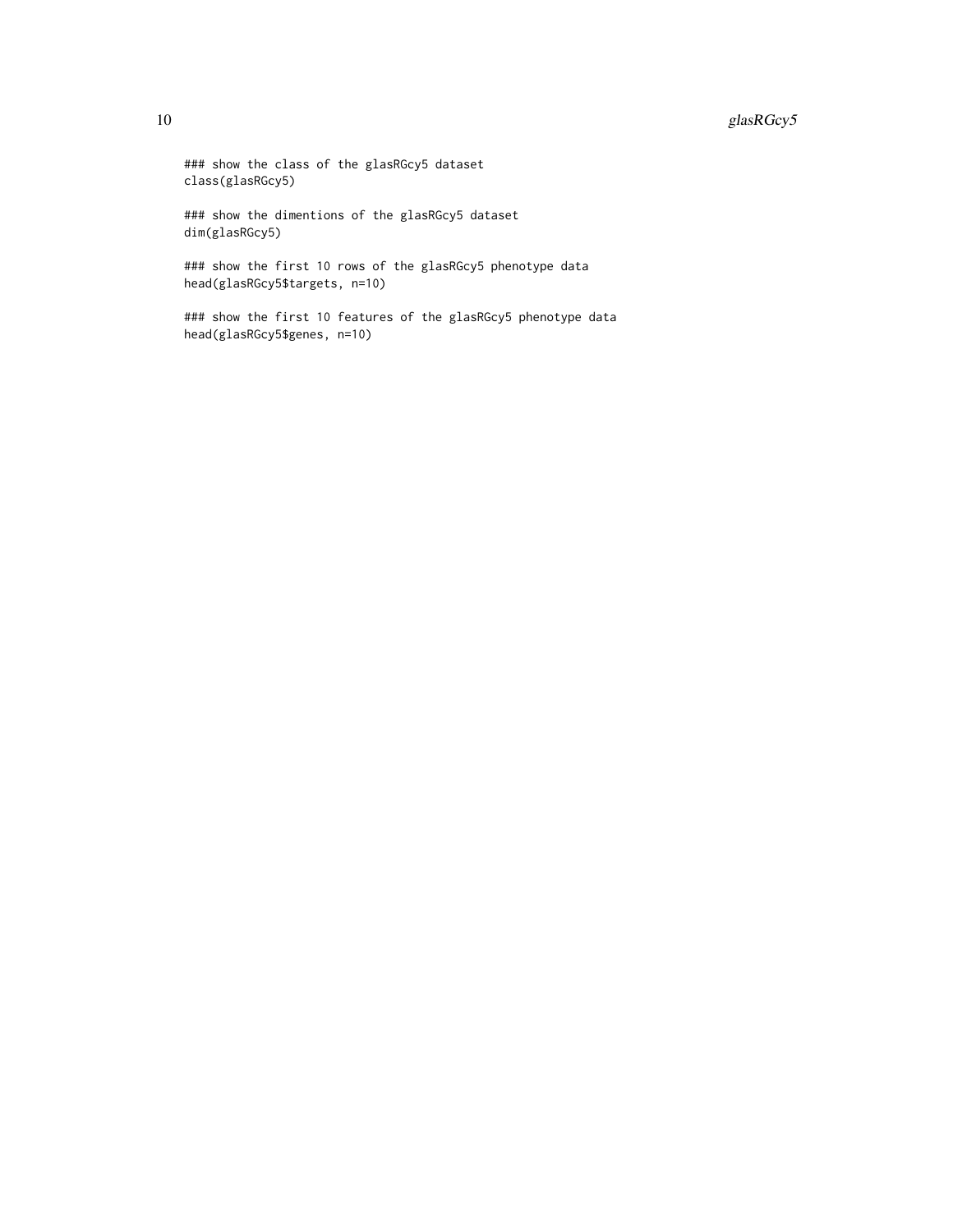```
### show the class of the glasRGcy5 dataset
class(glasRGcy5)

### show the dimentions of the glasRGcy5 dataset
dim(glasRGcy5)

### show the first 10 rows of the glasRGcy5 phenotype data
head(glasRGcy5$targets, n=10)

### show the first 10 features of the glasRGcy5 phenotype data
head(glasRGcy5$genes, n=10)
```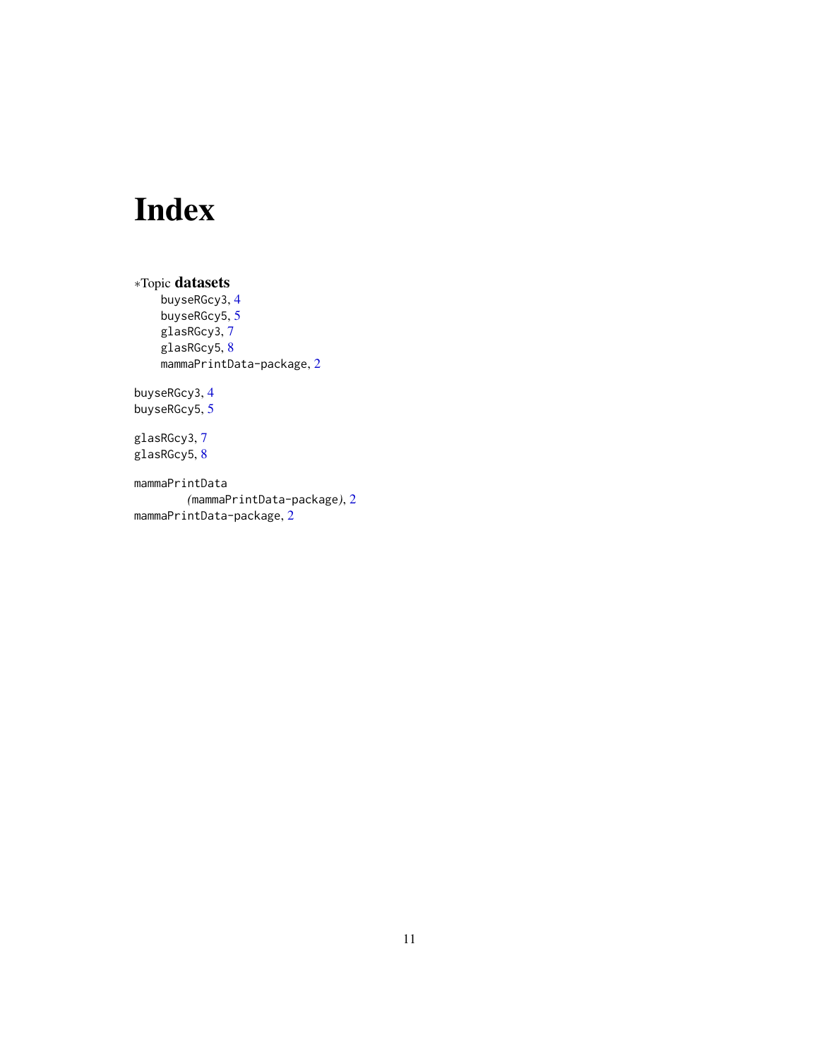# Index

∗Topic **datasets**

buyseRGcy3, 4
buyseRGcy5, 5
glasRGcy3, 7
glasRGcy5, 8
mammaPrintData-package, 2

buyseRGcy3, 4
buyseRGcy5, 5

glasRGcy3, 7
glasRGcy5, 8

mammaPrintData
(mammaPrintData-package), 2
mammaPrintData-package, 2